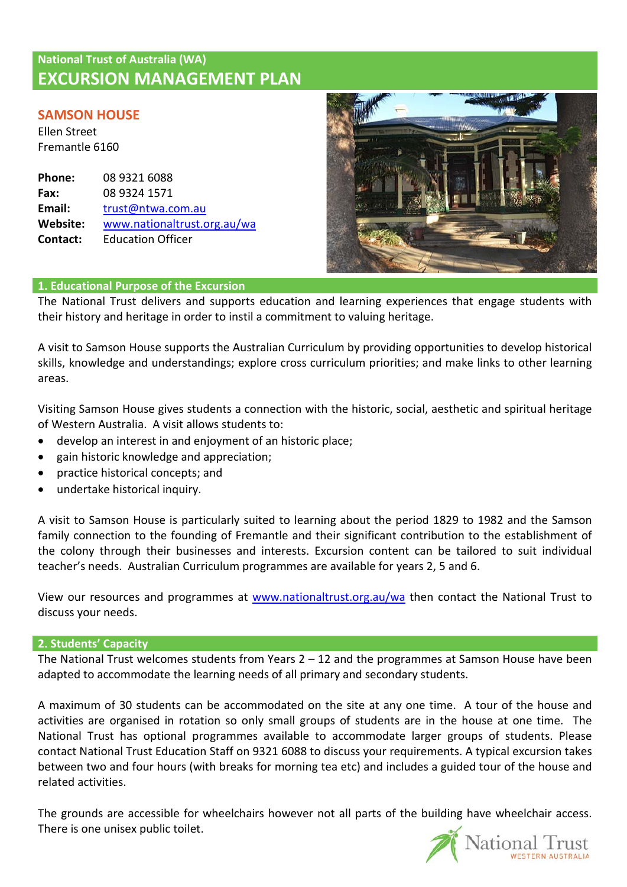National Trust of Australia (WA)

# EXCURSION MANAGEMENT PLAN

## SAMSON HOUSE

Ellen Street
Fremantle 6160

**Phone:** 08 9321 6088
**Fax:** 08 9324 1571
**Email:** trust@ntwa.com.au
**Website:** www.nationaltrust.org.au/wa
**Contact:** Education Officer

## 1. Educational Purpose of the Excursion

The National Trust delivers and supports education and learning experiences that engage students with their history and heritage in order to instil a commitment to valuing heritage.

A visit to Samson House supports the Australian Curriculum by providing opportunities to develop historical skills, knowledge and understandings; explore cross curriculum priorities; and make links to other learning areas.

Visiting Samson House gives students a connection with the historic, social, aesthetic and spiritual heritage of Western Australia. A visit allows students to:

- develop an interest in and enjoyment of an historic place;
- gain historic knowledge and appreciation;
- practice historical concepts; and
- undertake historical inquiry.

A visit to Samson House is particularly suited to learning about the period 1829 to 1982 and the Samson family connection to the founding of Fremantle and their significant contribution to the establishment of the colony through their businesses and interests. Excursion content can be tailored to suit individual teacher's needs. Australian Curriculum programmes are available for years 2, 5 and 6.

View our resources and programmes at www.nationaltrust.org.au/wa then contact the National Trust to discuss your needs.

## 2. Students' Capacity

The National Trust welcomes students from Years 2 – 12 and the programmes at Samson House have been adapted to accommodate the learning needs of all primary and secondary students.

A maximum of 30 students can be accommodated on the site at any one time. A tour of the house and activities are organised in rotation so only small groups of students are in the house at one time. The National Trust has optional programmes available to accommodate larger groups of students. Please contact National Trust Education Staff on 9321 6088 to discuss your requirements. A typical excursion takes between two and four hours (with breaks for morning tea etc) and includes a guided tour of the house and related activities.

The grounds are accessible for wheelchairs however not all parts of the building have wheelchair access. There is one unisex public toilet.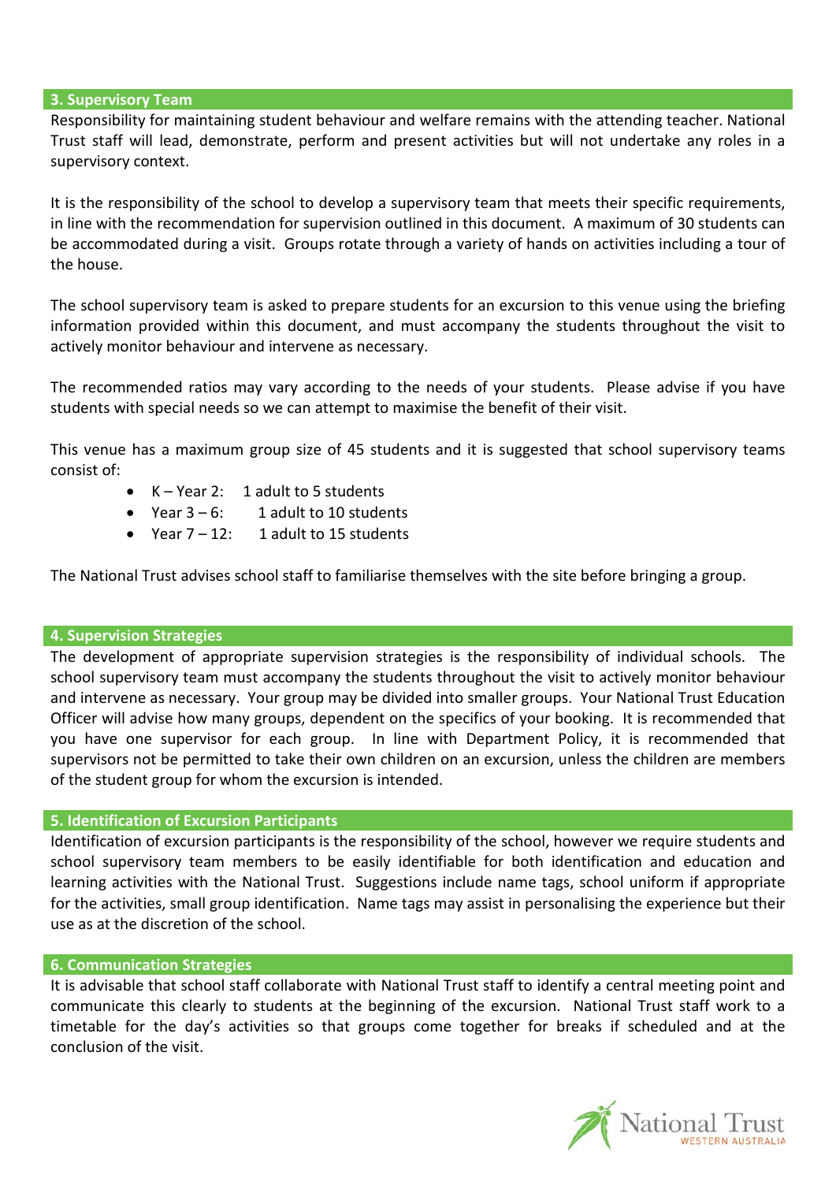## 3. Supervisory Team

Responsibility for maintaining student behaviour and welfare remains with the attending teacher. National Trust staff will lead, demonstrate, perform and present activities but will not undertake any roles in a supervisory context.

It is the responsibility of the school to develop a supervisory team that meets their specific requirements, in line with the recommendation for supervision outlined in this document. A maximum of 30 students can be accommodated during a visit. Groups rotate through a variety of hands on activities including a tour of the house.

The school supervisory team is asked to prepare students for an excursion to this venue using the briefing information provided within this document, and must accompany the students throughout the visit to actively monitor behaviour and intervene as necessary.

The recommended ratios may vary according to the needs of your students. Please advise if you have students with special needs so we can attempt to maximise the benefit of their visit.

This venue has a maximum group size of 45 students and it is suggested that school supervisory teams consist of:

- K – Year 2: 1 adult to 5 students
- Year 3 – 6: 1 adult to 10 students
- Year 7 – 12: 1 adult to 15 students

The National Trust advises school staff to familiarise themselves with the site before bringing a group.

## 4. Supervision Strategies

The development of appropriate supervision strategies is the responsibility of individual schools. The school supervisory team must accompany the students throughout the visit to actively monitor behaviour and intervene as necessary. Your group may be divided into smaller groups. Your National Trust Education Officer will advise how many groups, dependent on the specifics of your booking. It is recommended that you have one supervisor for each group. In line with Department Policy, it is recommended that supervisors not be permitted to take their own children on an excursion, unless the children are members of the student group for whom the excursion is intended.

## 5. Identification of Excursion Participants

Identification of excursion participants is the responsibility of the school, however we require students and school supervisory team members to be easily identifiable for both identification and education and learning activities with the National Trust. Suggestions include name tags, school uniform if appropriate for the activities, small group identification. Name tags may assist in personalising the experience but their use as at the discretion of the school.

## 6. Communication Strategies

It is advisable that school staff collaborate with National Trust staff to identify a central meeting point and communicate this clearly to students at the beginning of the excursion. National Trust staff work to a timetable for the day's activities so that groups come together for breaks if scheduled and at the conclusion of the visit.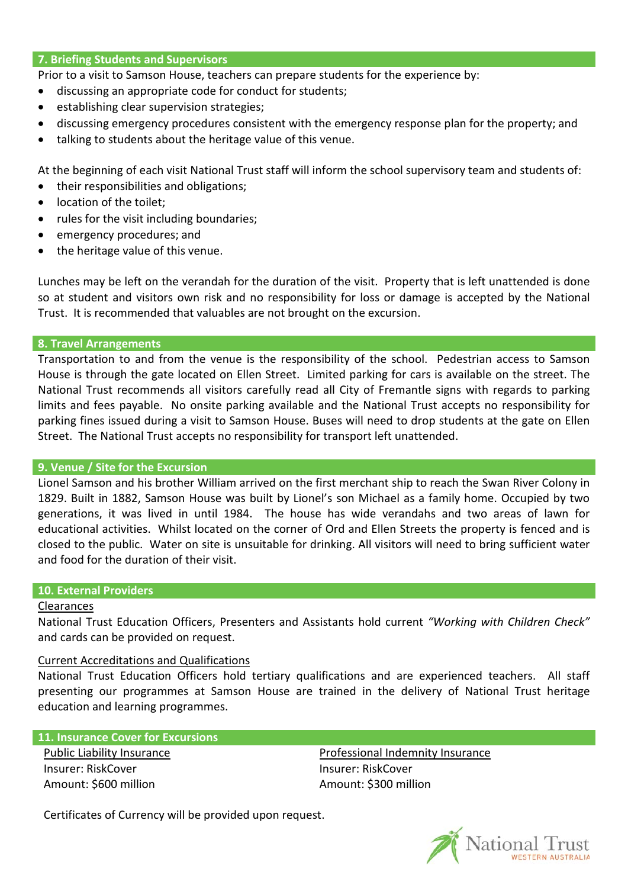## 7. Briefing Students and Supervisors

Prior to a visit to Samson House, teachers can prepare students for the experience by:

- discussing an appropriate code for conduct for students;
- establishing clear supervision strategies;
- discussing emergency procedures consistent with the emergency response plan for the property; and
- talking to students about the heritage value of this venue.

At the beginning of each visit National Trust staff will inform the school supervisory team and students of:

- their responsibilities and obligations;
- location of the toilet;
- rules for the visit including boundaries;
- emergency procedures; and
- the heritage value of this venue.

Lunches may be left on the verandah for the duration of the visit. Property that is left unattended is done so at student and visitors own risk and no responsibility for loss or damage is accepted by the National Trust. It is recommended that valuables are not brought on the excursion.

## 8. Travel Arrangements

Transportation to and from the venue is the responsibility of the school. Pedestrian access to Samson House is through the gate located on Ellen Street. Limited parking for cars is available on the street. The National Trust recommends all visitors carefully read all City of Fremantle signs with regards to parking limits and fees payable. No onsite parking available and the National Trust accepts no responsibility for parking fines issued during a visit to Samson House. Buses will need to drop students at the gate on Ellen Street. The National Trust accepts no responsibility for transport left unattended.

## 9. Venue / Site for the Excursion

Lionel Samson and his brother William arrived on the first merchant ship to reach the Swan River Colony in 1829. Built in 1882, Samson House was built by Lionel's son Michael as a family home. Occupied by two generations, it was lived in until 1984. The house has wide verandahs and two areas of lawn for educational activities. Whilst located on the corner of Ord and Ellen Streets the property is fenced and is closed to the public. Water on site is unsuitable for drinking. All visitors will need to bring sufficient water and food for the duration of their visit.

## 10. External Providers

<u>Clearances</u>

National Trust Education Officers, Presenters and Assistants hold current *"Working with Children Check"* and cards can be provided on request.

<u>Current Accreditations and Qualifications</u>

National Trust Education Officers hold tertiary qualifications and are experienced teachers. All staff presenting our programmes at Samson House are trained in the delivery of National Trust heritage education and learning programmes.

## 11. Insurance Cover for Excursions

<u>Public Liability Insurance</u>
Insurer: RiskCover
Amount: $600 million

<u>Professional Indemnity Insurance</u>
Insurer: RiskCover
Amount: $300 million

Certificates of Currency will be provided upon request.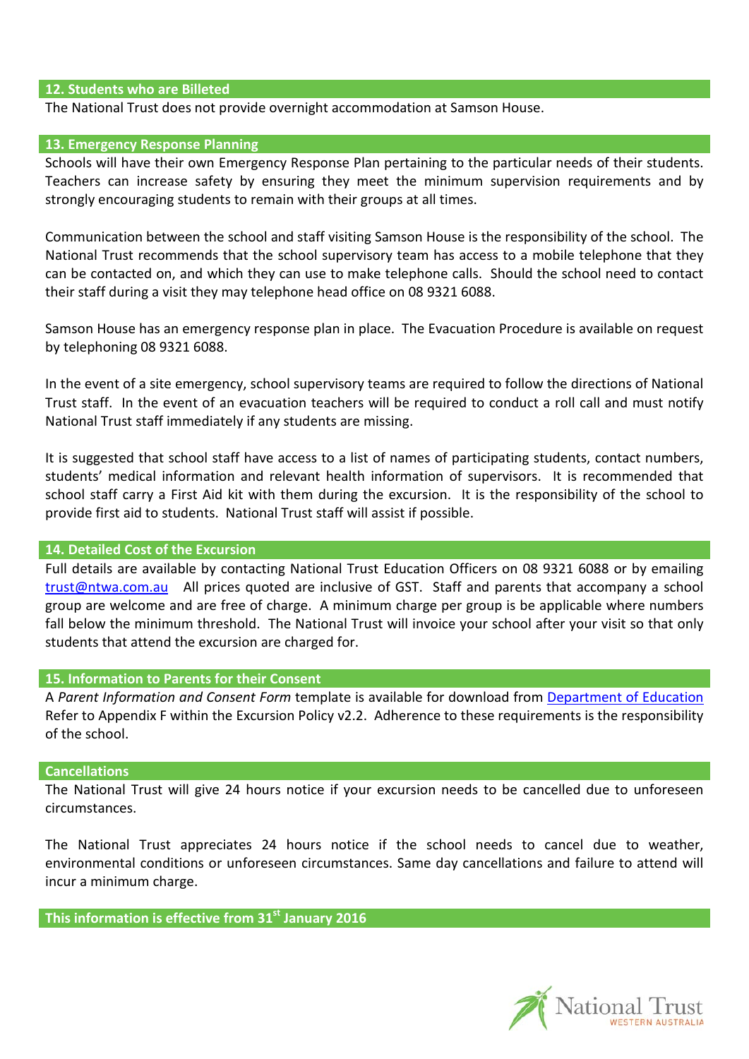## 12. Students who are Billeted

The National Trust does not provide overnight accommodation at Samson House.

## 13. Emergency Response Planning

Schools will have their own Emergency Response Plan pertaining to the particular needs of their students. Teachers can increase safety by ensuring they meet the minimum supervision requirements and by strongly encouraging students to remain with their groups at all times.

Communication between the school and staff visiting Samson House is the responsibility of the school. The National Trust recommends that the school supervisory team has access to a mobile telephone that they can be contacted on, and which they can use to make telephone calls. Should the school need to contact their staff during a visit they may telephone head office on 08 9321 6088.

Samson House has an emergency response plan in place. The Evacuation Procedure is available on request by telephoning 08 9321 6088.

In the event of a site emergency, school supervisory teams are required to follow the directions of National Trust staff. In the event of an evacuation teachers will be required to conduct a roll call and must notify National Trust staff immediately if any students are missing.

It is suggested that school staff have access to a list of names of participating students, contact numbers, students' medical information and relevant health information of supervisors. It is recommended that school staff carry a First Aid kit with them during the excursion. It is the responsibility of the school to provide first aid to students. National Trust staff will assist if possible.

## 14. Detailed Cost of the Excursion

Full details are available by contacting National Trust Education Officers on 08 9321 6088 or by emailing [trust@ntwa.com.au](mailto:trust@ntwa.com.au) All prices quoted are inclusive of GST. Staff and parents that accompany a school group are welcome and are free of charge. A minimum charge per group is be applicable where numbers fall below the minimum threshold. The National Trust will invoice your school after your visit so that only students that attend the excursion are charged for.

## 15. Information to Parents for their Consent

A *Parent Information and Consent Form* template is available for download from [Department of Education](#) Refer to Appendix F within the Excursion Policy v2.2. Adherence to these requirements is the responsibility of the school.

## Cancellations

The National Trust will give 24 hours notice if your excursion needs to be cancelled due to unforeseen circumstances.

The National Trust appreciates 24 hours notice if the school needs to cancel due to weather, environmental conditions or unforeseen circumstances. Same day cancellations and failure to attend will incur a minimum charge.

**This information is effective from 31st January 2016**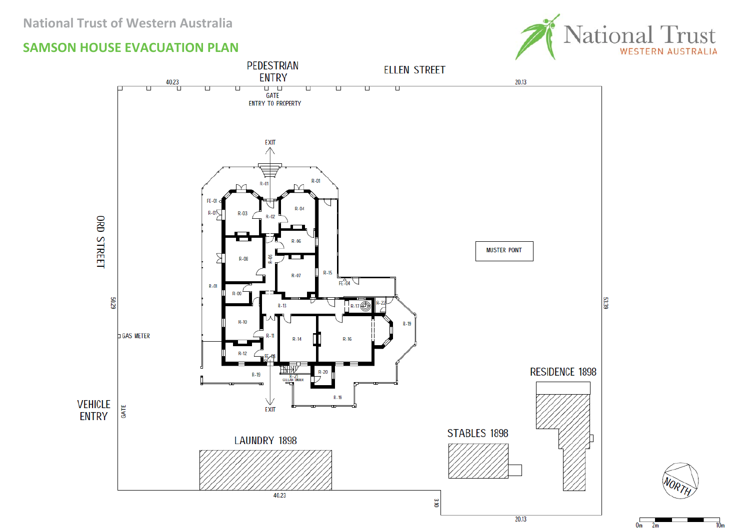National Trust of Western Australia

## SAMSON HOUSE EVACUATION PLAN

National Trust
WESTERN AUSTRALIA

PEDESTRIAN ENTRY

ELLEN STREET

40.23

20.13

GATE
ENTRY TO PROPERTY

EXIT

R-01

R-01

FE-01

R-01

R-03

R-02

R-04

R-06

R-08

R-05

R-07

R-15

MUSTER POINT

ORD STREET

R-01

R-09

FE-04

R-13

R-17

R-22

R-19

50.29

53.39

R-10

R-11

R-14

R-16

GAS METER

R-12

FE-08

R-19

R-21
CELLAR UNDER

R-20

R-19

RESIDENCE 1898

EXIT

VEHICLE ENTRY

GATE

STABLES 1898

LAUNDRY 1898

40.23

3.10

20.13

NORTH

0m 2m 10m